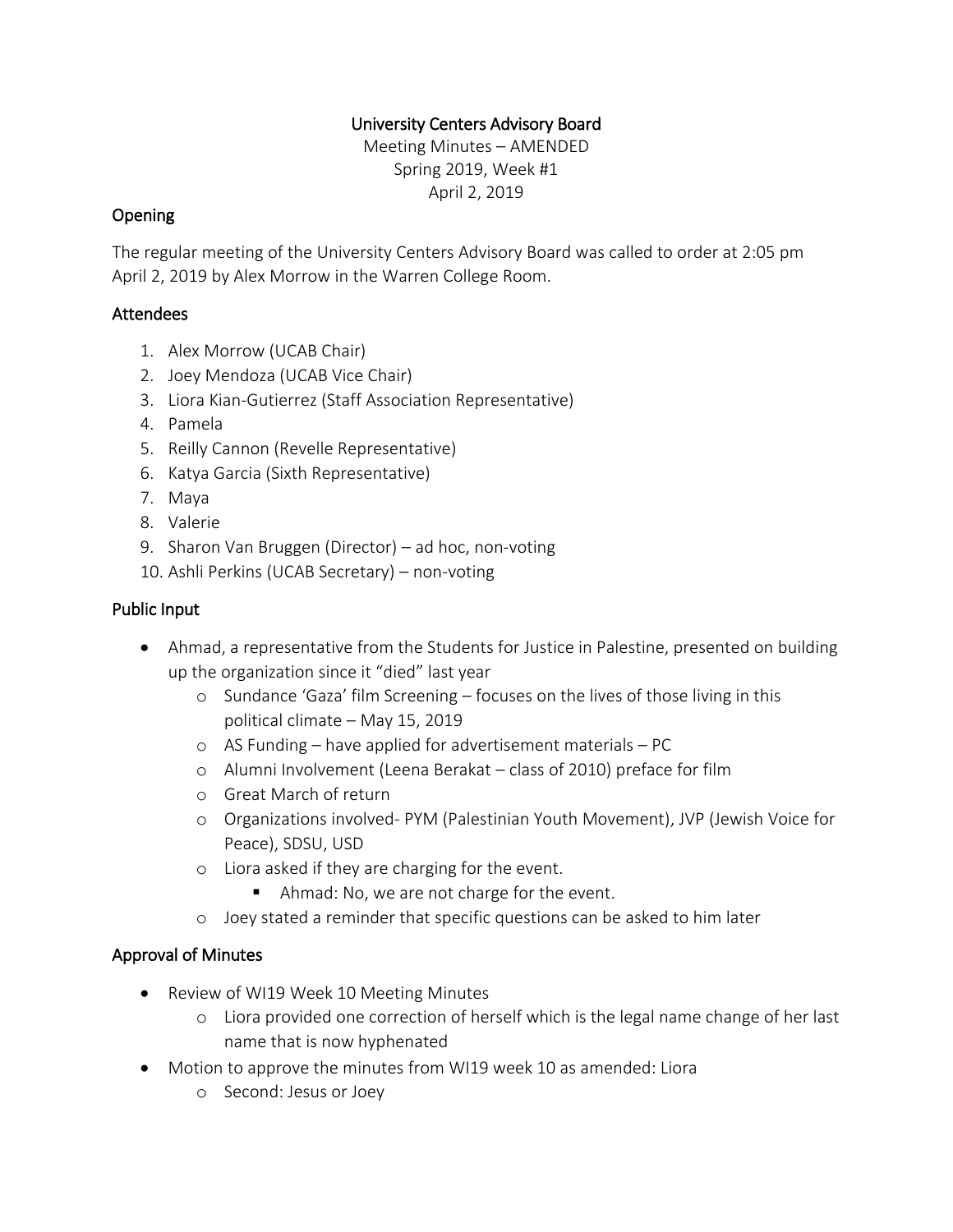# University Centers Advisory Board

Meeting Minutes – AMENDED
Spring 2019, Week #1
April 2, 2019

## Opening

The regular meeting of the University Centers Advisory Board was called to order at 2:05 pm April 2, 2019 by Alex Morrow in the Warren College Room.

## Attendees

1. Alex Morrow (UCAB Chair)
2. Joey Mendoza (UCAB Vice Chair)
3. Liora Kian-Gutierrez (Staff Association Representative)
4. Pamela
5. Reilly Cannon (Revelle Representative)
6. Katya Garcia (Sixth Representative)
7. Maya
8. Valerie
9. Sharon Van Bruggen (Director) – ad hoc, non-voting
10. Ashli Perkins (UCAB Secretary) – non-voting

## Public Input

- Ahmad, a representative from the Students for Justice in Palestine, presented on building up the organization since it "died" last year
  - Sundance 'Gaza' film Screening – focuses on the lives of those living in this political climate – May 15, 2019
  - AS Funding – have applied for advertisement materials – PC
  - Alumni Involvement (Leena Berakat – class of 2010) preface for film
  - Great March of return
  - Organizations involved- PYM (Palestinian Youth Movement), JVP (Jewish Voice for Peace), SDSU, USD
  - Liora asked if they are charging for the event.
    - Ahmad: No, we are not charge for the event.
  - Joey stated a reminder that specific questions can be asked to him later

## Approval of Minutes

- Review of WI19 Week 10 Meeting Minutes
  - Liora provided one correction of herself which is the legal name change of her last name that is now hyphenated
- Motion to approve the minutes from WI19 week 10 as amended: Liora
  - Second: Jesus or Joey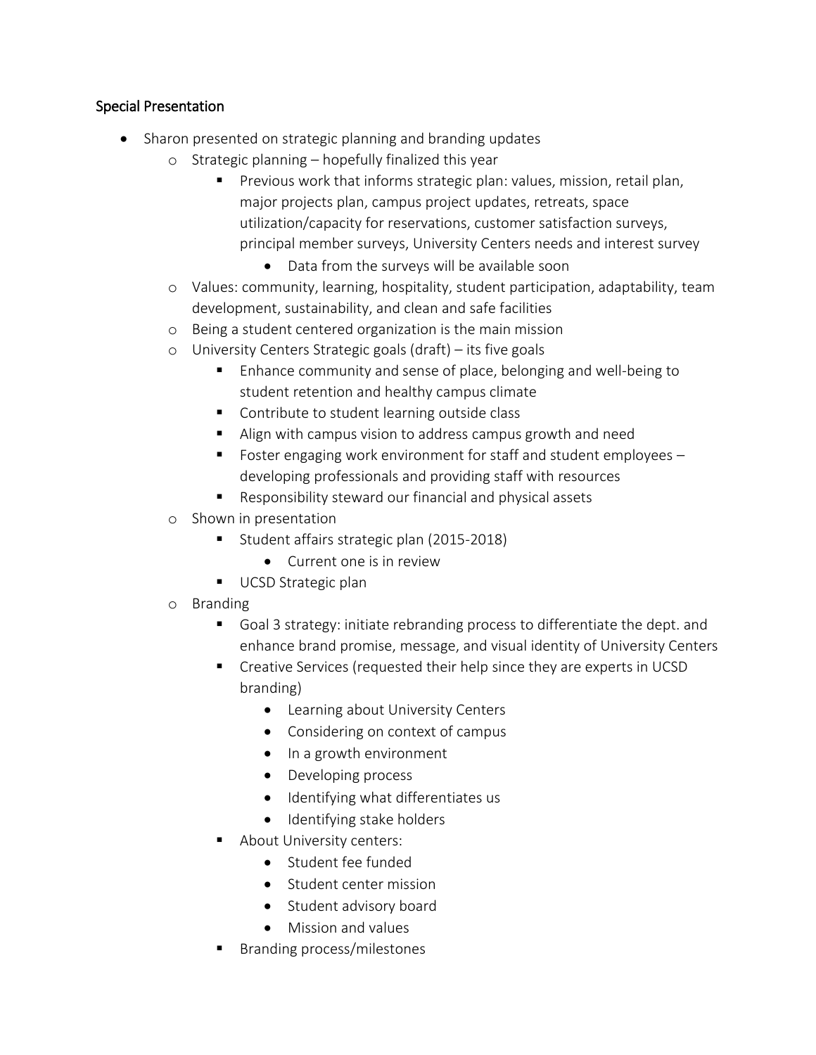### Special Presentation

- Sharon presented on strategic planning and branding updates
    - Strategic planning – hopefully finalized this year
        - Previous work that informs strategic plan: values, mission, retail plan, major projects plan, campus project updates, retreats, space utilization/capacity for reservations, customer satisfaction surveys, principal member surveys, University Centers needs and interest survey
            - Data from the surveys will be available soon
    - Values: community, learning, hospitality, student participation, adaptability, team development, sustainability, and clean and safe facilities
    - Being a student centered organization is the main mission
    - University Centers Strategic goals (draft) – its five goals
        - Enhance community and sense of place, belonging and well-being to student retention and healthy campus climate
        - Contribute to student learning outside class
        - Align with campus vision to address campus growth and need
        - Foster engaging work environment for staff and student employees – developing professionals and providing staff with resources
        - Responsibility steward our financial and physical assets
    - Shown in presentation
        - Student affairs strategic plan (2015-2018)
            - Current one is in review
        - UCSD Strategic plan
    - Branding
        - Goal 3 strategy: initiate rebranding process to differentiate the dept. and enhance brand promise, message, and visual identity of University Centers
        - Creative Services (requested their help since they are experts in UCSD branding)
            - Learning about University Centers
            - Considering on context of campus
            - In a growth environment
            - Developing process
            - Identifying what differentiates us
            - Identifying stake holders
        - About University centers:
            - Student fee funded
            - Student center mission
            - Student advisory board
            - Mission and values
        - Branding process/milestones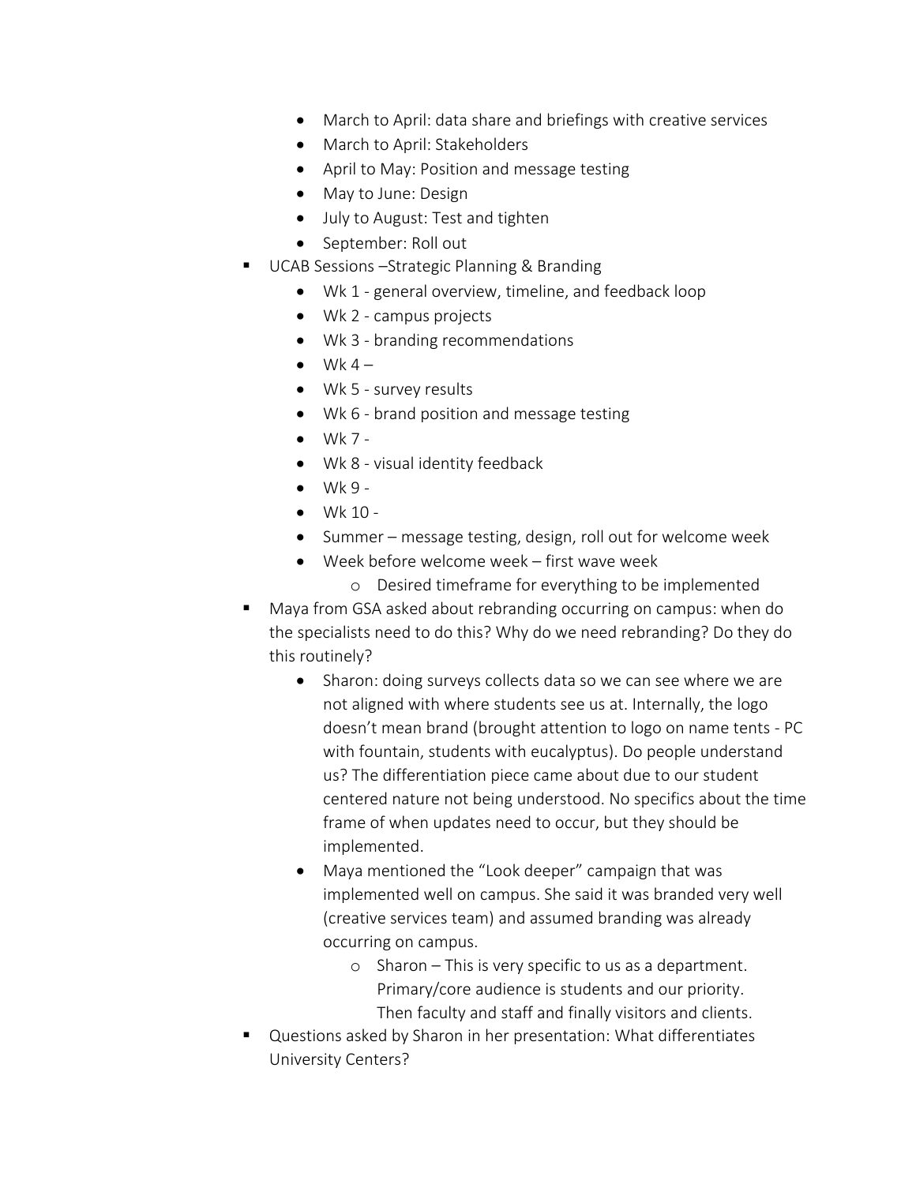- March to April: data share and briefings with creative services
    - March to April: Stakeholders
    - April to May: Position and message testing
    - May to June: Design
    - July to August: Test and tighten
    - September: Roll out
- UCAB Sessions –Strategic Planning & Branding
    - Wk 1 - general overview, timeline, and feedback loop
    - Wk 2 - campus projects
    - Wk 3 - branding recommendations
    - Wk 4 –
    - Wk 5 - survey results
    - Wk 6 - brand position and message testing
    - Wk 7 -
    - Wk 8 - visual identity feedback
    - Wk 9 -
    - Wk 10 -
    - Summer – message testing, design, roll out for welcome week
    - Week before welcome week – first wave week
        - Desired timeframe for everything to be implemented
- Maya from GSA asked about rebranding occurring on campus: when do the specialists need to do this? Why do we need rebranding? Do they do this routinely?
    - Sharon: doing surveys collects data so we can see where we are not aligned with where students see us at. Internally, the logo doesn't mean brand (brought attention to logo on name tents - PC with fountain, students with eucalyptus). Do people understand us? The differentiation piece came about due to our student centered nature not being understood. No specifics about the time frame of when updates need to occur, but they should be implemented.
    - Maya mentioned the "Look deeper" campaign that was implemented well on campus. She said it was branded very well (creative services team) and assumed branding was already occurring on campus.
        - Sharon – This is very specific to us as a department. Primary/core audience is students and our priority. Then faculty and staff and finally visitors and clients.
- Questions asked by Sharon in her presentation: What differentiates University Centers?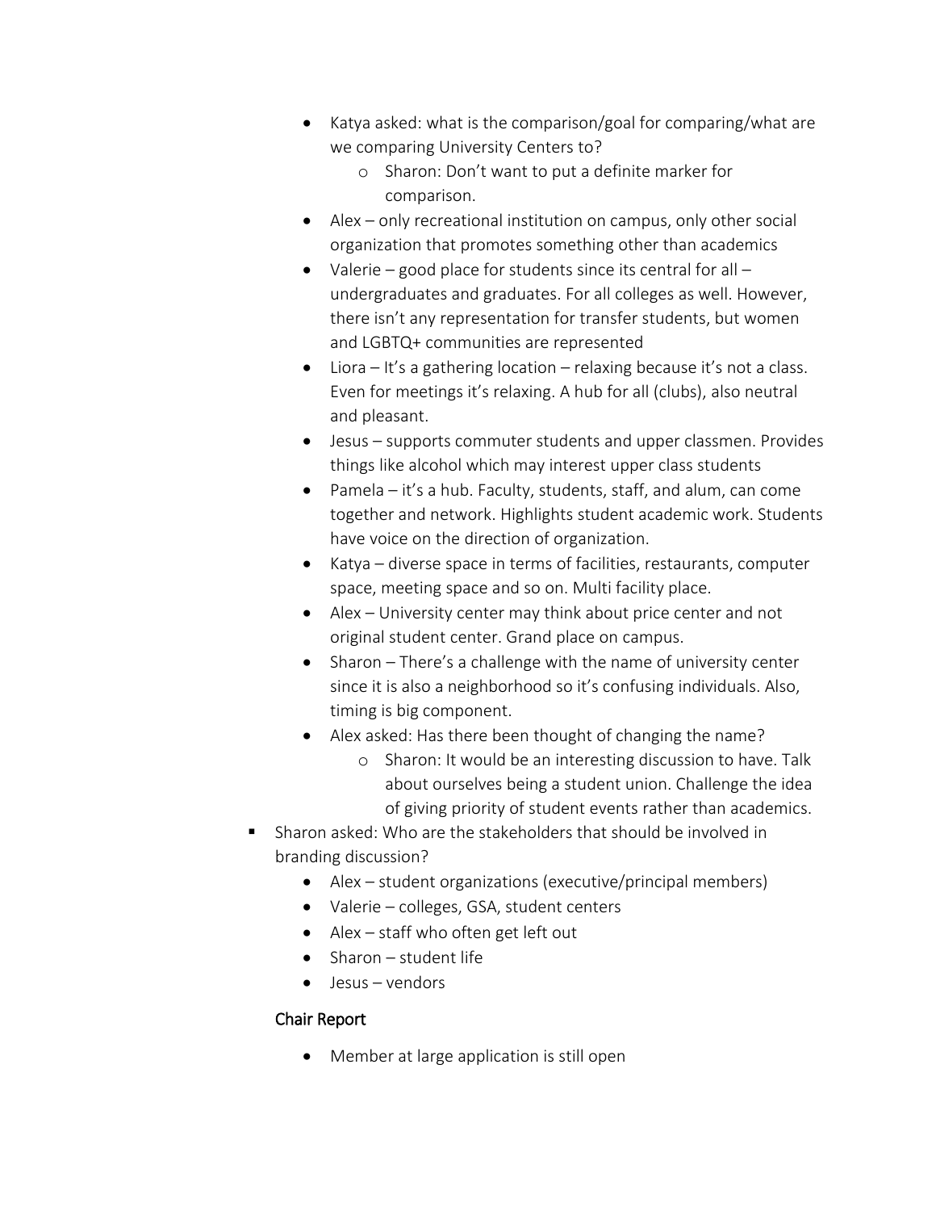- Katya asked: what is the comparison/goal for comparing/what are we comparing University Centers to?
    - Sharon: Don't want to put a definite marker for comparison.
- Alex – only recreational institution on campus, only other social organization that promotes something other than academics
- Valerie – good place for students since its central for all – undergraduates and graduates. For all colleges as well. However, there isn't any representation for transfer students, but women and LGBTQ+ communities are represented
- Liora – It's a gathering location – relaxing because it's not a class. Even for meetings it's relaxing. A hub for all (clubs), also neutral and pleasant.
- Jesus – supports commuter students and upper classmen. Provides things like alcohol which may interest upper class students
- Pamela – it's a hub. Faculty, students, staff, and alum, can come together and network. Highlights student academic work. Students have voice on the direction of organization.
- Katya – diverse space in terms of facilities, restaurants, computer space, meeting space and so on. Multi facility place.
- Alex – University center may think about price center and not original student center. Grand place on campus.
- Sharon – There's a challenge with the name of university center since it is also a neighborhood so it's confusing individuals. Also, timing is big component.
- Alex asked: Has there been thought of changing the name?
    - Sharon: It would be an interesting discussion to have. Talk about ourselves being a student union. Challenge the idea of giving priority of student events rather than academics.

- Sharon asked: Who are the stakeholders that should be involved in branding discussion?
    - Alex – student organizations (executive/principal members)
    - Valerie – colleges, GSA, student centers
    - Alex – staff who often get left out
    - Sharon – student life
    - Jesus – vendors

### Chair Report

- Member at large application is still open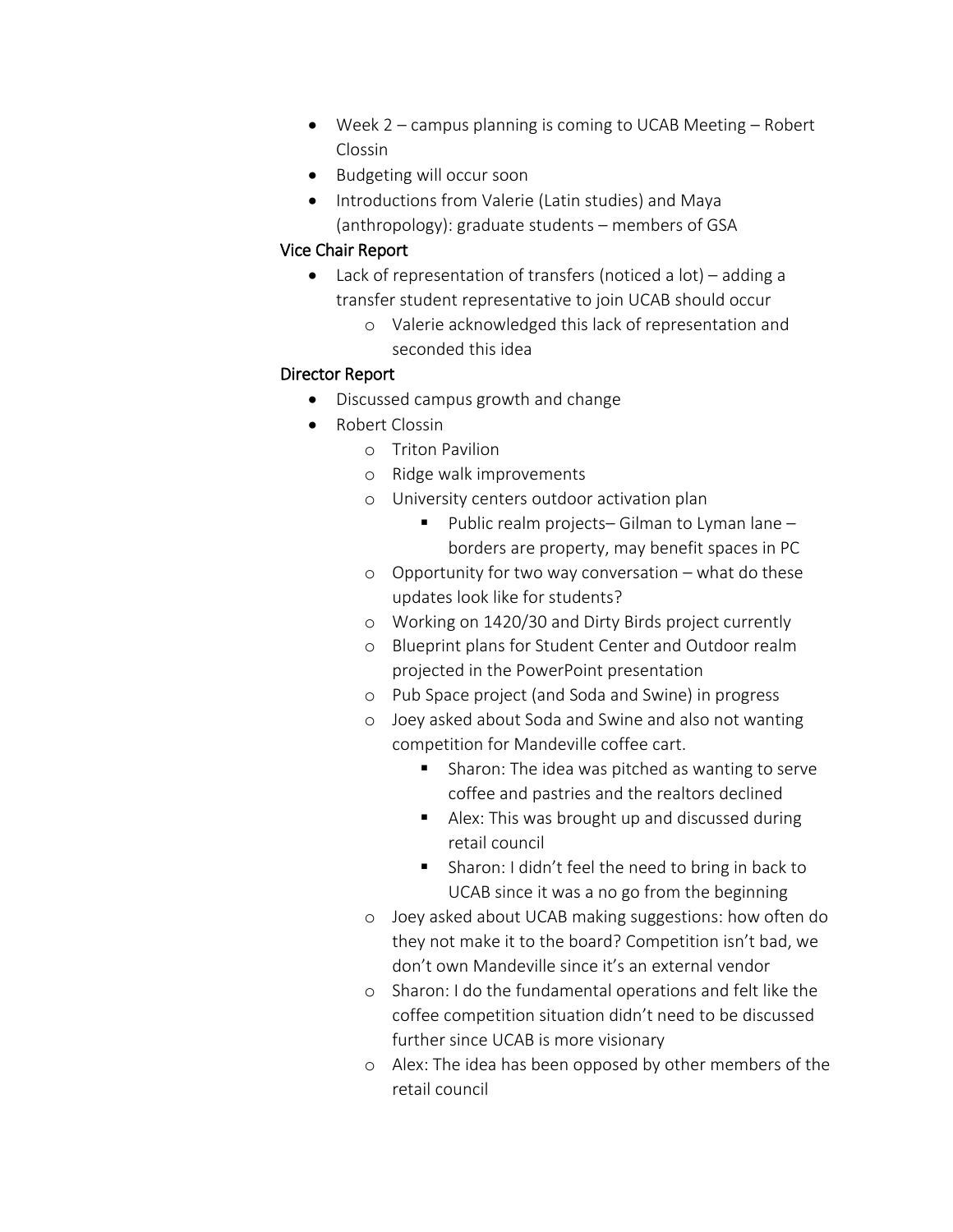- Week 2 – campus planning is coming to UCAB Meeting – Robert Clossin
- Budgeting will occur soon
- Introductions from Valerie (Latin studies) and Maya (anthropology): graduate students – members of GSA

Vice Chair Report

- Lack of representation of transfers (noticed a lot) – adding a transfer student representative to join UCAB should occur
  - Valerie acknowledged this lack of representation and seconded this idea

Director Report

- Discussed campus growth and change
- Robert Clossin
  - Triton Pavilion
  - Ridge walk improvements
  - University centers outdoor activation plan
    - Public realm projects– Gilman to Lyman lane – borders are property, may benefit spaces in PC
  - Opportunity for two way conversation – what do these updates look like for students?
  - Working on 1420/30 and Dirty Birds project currently
  - Blueprint plans for Student Center and Outdoor realm projected in the PowerPoint presentation
  - Pub Space project (and Soda and Swine) in progress
  - Joey asked about Soda and Swine and also not wanting competition for Mandeville coffee cart.
    - Sharon: The idea was pitched as wanting to serve coffee and pastries and the realtors declined
    - Alex: This was brought up and discussed during retail council
    - Sharon: I didn't feel the need to bring in back to UCAB since it was a no go from the beginning
  - Joey asked about UCAB making suggestions: how often do they not make it to the board? Competition isn't bad, we don't own Mandeville since it's an external vendor
  - Sharon: I do the fundamental operations and felt like the coffee competition situation didn't need to be discussed further since UCAB is more visionary
  - Alex: The idea has been opposed by other members of the retail council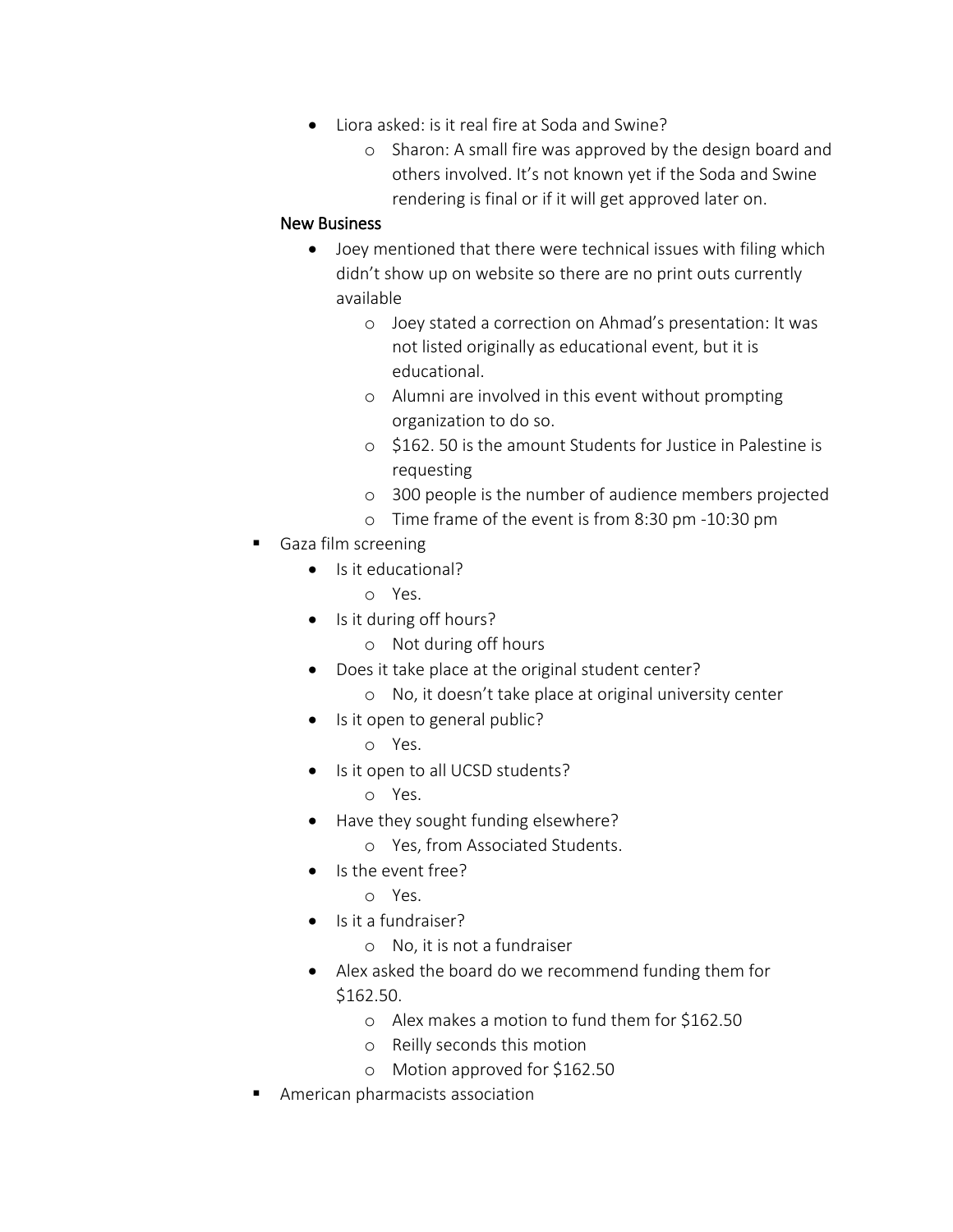- Liora asked: is it real fire at Soda and Swine?
    - Sharon: A small fire was approved by the design board and others involved. It's not known yet if the Soda and Swine rendering is final or if it will get approved later on.

New Business

- Joey mentioned that there were technical issues with filing which didn't show up on website so there are no print outs currently available
    - Joey stated a correction on Ahmad's presentation: It was not listed originally as educational event, but it is educational.
    - Alumni are involved in this event without prompting organization to do so.
    - $162. 50 is the amount Students for Justice in Palestine is requesting
    - 300 people is the number of audience members projected
    - Time frame of the event is from 8:30 pm -10:30 pm

- Gaza film screening
    - Is it educational?
        - Yes.
    - Is it during off hours?
        - Not during off hours
    - Does it take place at the original student center?
        - No, it doesn't take place at original university center
    - Is it open to general public?
        - Yes.
    - Is it open to all UCSD students?
        - Yes.
    - Have they sought funding elsewhere?
        - Yes, from Associated Students.
    - Is the event free?
        - Yes.
    - Is it a fundraiser?
        - No, it is not a fundraiser
    - Alex asked the board do we recommend funding them for $162.50.
        - Alex makes a motion to fund them for $162.50
        - Reilly seconds this motion
        - Motion approved for $162.50
- American pharmacists association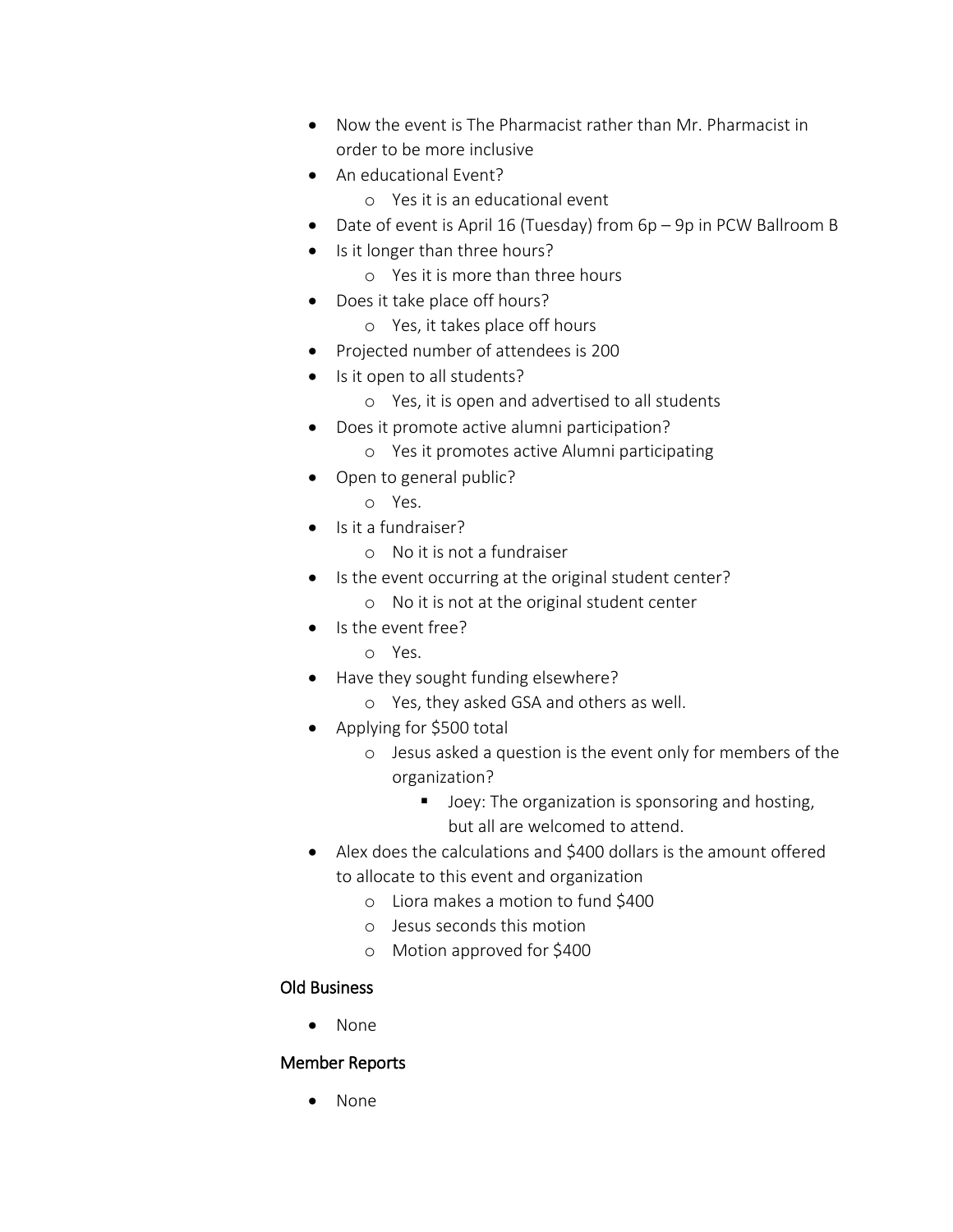- Now the event is The Pharmacist rather than Mr. Pharmacist in order to be more inclusive
- An educational Event?
  - Yes it is an educational event
- Date of event is April 16 (Tuesday) from 6p – 9p in PCW Ballroom B
- Is it longer than three hours?
  - Yes it is more than three hours
- Does it take place off hours?
  - Yes, it takes place off hours
- Projected number of attendees is 200
- Is it open to all students?
  - Yes, it is open and advertised to all students
- Does it promote active alumni participation?
  - Yes it promotes active Alumni participating
- Open to general public?
  - Yes.
- Is it a fundraiser?
  - No it is not a fundraiser
- Is the event occurring at the original student center?
  - No it is not at the original student center
- Is the event free?
  - Yes.
- Have they sought funding elsewhere?
  - Yes, they asked GSA and others as well.
- Applying for $500 total
  - Jesus asked a question is the event only for members of the organization?
    - Joey: The organization is sponsoring and hosting, but all are welcomed to attend.
- Alex does the calculations and $400 dollars is the amount offered to allocate to this event and organization
  - Liora makes a motion to fund $400
  - Jesus seconds this motion
  - Motion approved for $400

## Old Business

- None

## Member Reports

- None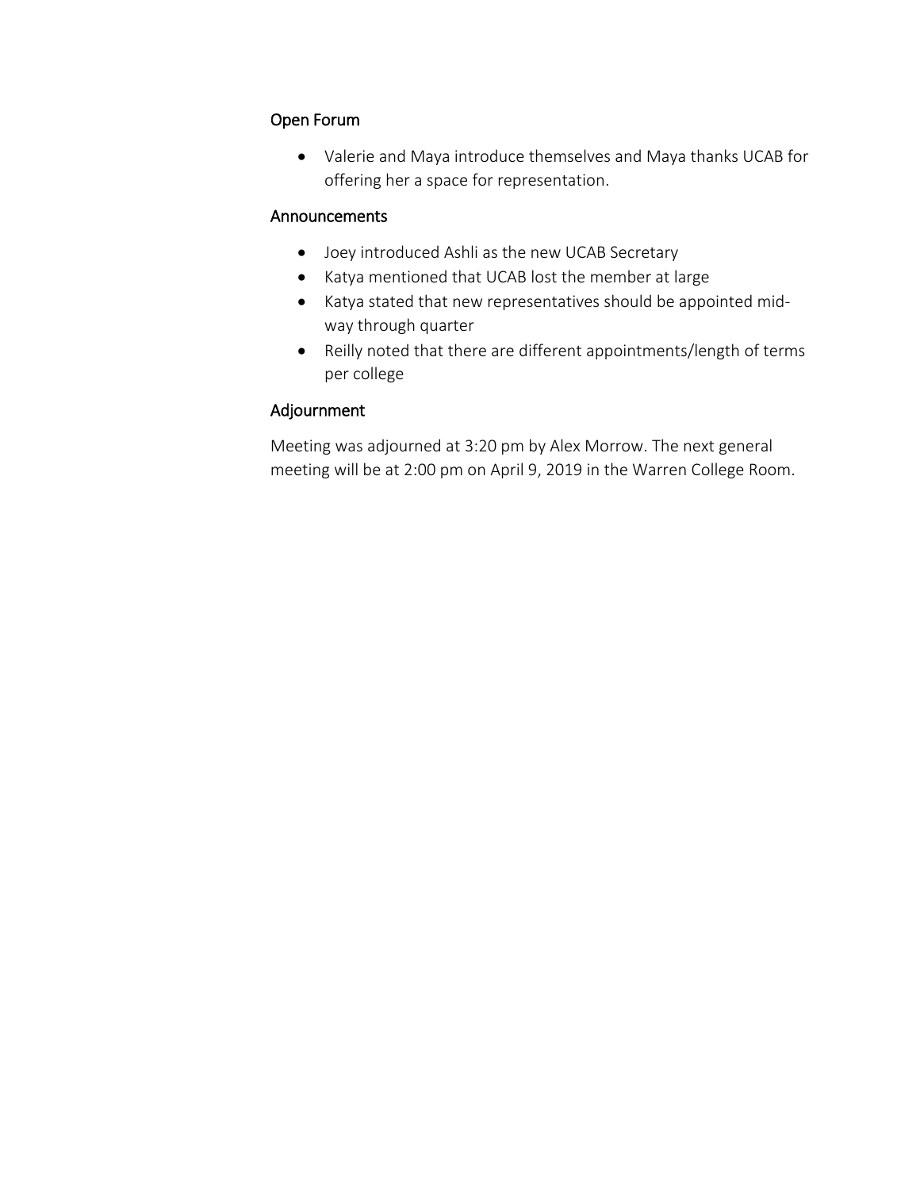### Open Forum

- Valerie and Maya introduce themselves and Maya thanks UCAB for offering her a space for representation.

### Announcements

- Joey introduced Ashli as the new UCAB Secretary
- Katya mentioned that UCAB lost the member at large
- Katya stated that new representatives should be appointed mid-way through quarter
- Reilly noted that there are different appointments/length of terms per college

### Adjournment

Meeting was adjourned at 3:20 pm by Alex Morrow. The next general meeting will be at 2:00 pm on April 9, 2019 in the Warren College Room.